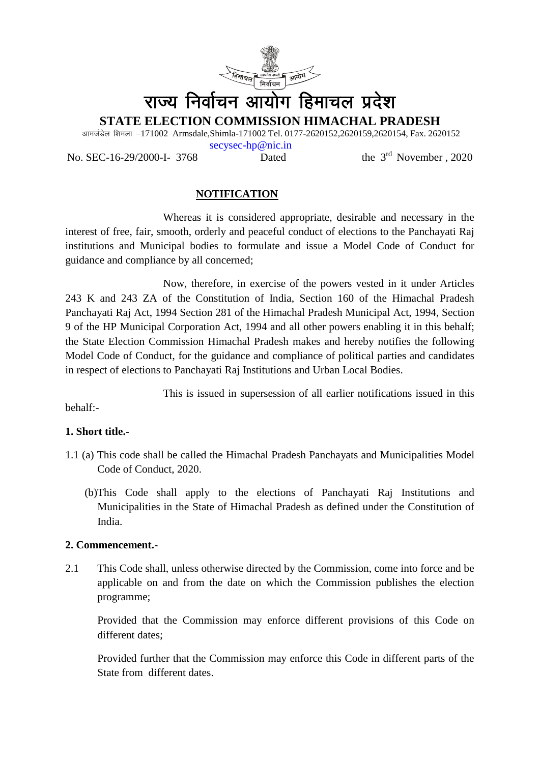# राज्य निर्वाचन आयोग हिमाचल प्रदेश

**STATE ELECTION COMMISSION HIMACHAL PRADESH**

आमर्जडेल शिमला –171002 Armsdale,Shimla-171002 Tel. 0177-2620152,2620159,2620154, Fax. 2620152

secysec-hp@nic.in

No. SEC-16-29/2000-I- 3768 Dated the 3rd November , 2020

## NOTIFICATION

Whereas it is considered appropriate, desirable and necessary in the interest of free, fair, smooth, orderly and peaceful conduct of elections to the Panchayati Raj institutions and Municipal bodies to formulate and issue a Model Code of Conduct for guidance and compliance by all concerned;

Now, therefore, in exercise of the powers vested in it under Articles 243 K and 243 ZA of the Constitution of India, Section 160 of the Himachal Pradesh Panchayati Raj Act, 1994 Section 281 of the Himachal Pradesh Municipal Act, 1994, Section 9 of the HP Municipal Corporation Act, 1994 and all other powers enabling it in this behalf; the State Election Commission Himachal Pradesh makes and hereby notifies the following Model Code of Conduct, for the guidance and compliance of political parties and candidates in respect of elections to Panchayati Raj Institutions and Urban Local Bodies.

This is issued in supersession of all earlier notifications issued in this behalf:-

**1. Short title.-**

1.1 (a) This code shall be called the Himachal Pradesh Panchayats and Municipalities Model Code of Conduct, 2020.

(b)This Code shall apply to the elections of Panchayati Raj Institutions and Municipalities in the State of Himachal Pradesh as defined under the Constitution of India.

**2. Commencement.-**

2.1 This Code shall, unless otherwise directed by the Commission, come into force and be applicable on and from the date on which the Commission publishes the election programme;

Provided that the Commission may enforce different provisions of this Code on different dates;

Provided further that the Commission may enforce this Code in different parts of the State from different dates.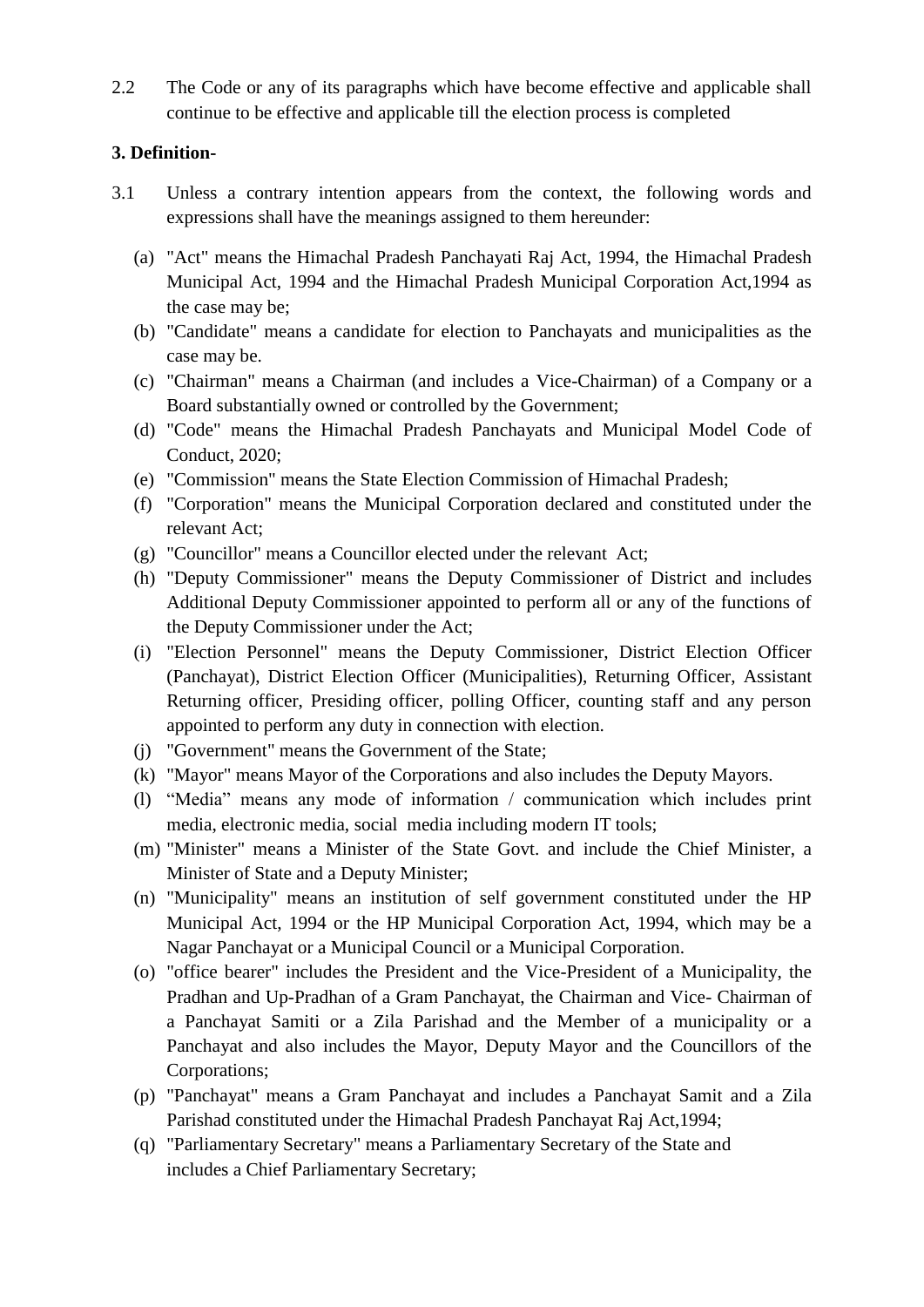2.2 The Code or any of its paragraphs which have become effective and applicable shall continue to be effective and applicable till the election process is completed

**3. Definition-**

3.1 Unless a contrary intention appears from the context, the following words and expressions shall have the meanings assigned to them hereunder:

(a) "Act" means the Himachal Pradesh Panchayati Raj Act, 1994, the Himachal Pradesh Municipal Act, 1994 and the Himachal Pradesh Municipal Corporation Act,1994 as the case may be;

(b) "Candidate" means a candidate for election to Panchayats and municipalities as the case may be.

(c) "Chairman" means a Chairman (and includes a Vice-Chairman) of a Company or a Board substantially owned or controlled by the Government;

(d) "Code" means the Himachal Pradesh Panchayats and Municipal Model Code of Conduct, 2020;

(e) "Commission" means the State Election Commission of Himachal Pradesh;

(f) "Corporation" means the Municipal Corporation declared and constituted under the relevant Act;

(g) "Councillor" means a Councillor elected under the relevant Act;

(h) "Deputy Commissioner" means the Deputy Commissioner of District and includes Additional Deputy Commissioner appointed to perform all or any of the functions of the Deputy Commissioner under the Act;

(i) "Election Personnel" means the Deputy Commissioner, District Election Officer (Panchayat), District Election Officer (Municipalities), Returning Officer, Assistant Returning officer, Presiding officer, polling Officer, counting staff and any person appointed to perform any duty in connection with election.

(j) "Government" means the Government of the State;

(k) "Mayor" means Mayor of the Corporations and also includes the Deputy Mayors.

(l) "Media" means any mode of information / communication which includes print media, electronic media, social media including modern IT tools;

(m) "Minister" means a Minister of the State Govt. and include the Chief Minister, a Minister of State and a Deputy Minister;

(n) "Municipality" means an institution of self government constituted under the HP Municipal Act, 1994 or the HP Municipal Corporation Act, 1994, which may be a Nagar Panchayat or a Municipal Council or a Municipal Corporation.

(o) "office bearer" includes the President and the Vice-President of a Municipality, the Pradhan and Up-Pradhan of a Gram Panchayat, the Chairman and Vice- Chairman of a Panchayat Samiti or a Zila Parishad and the Member of a municipality or a Panchayat and also includes the Mayor, Deputy Mayor and the Councillors of the Corporations;

(p) "Panchayat" means a Gram Panchayat and includes a Panchayat Samit and a Zila Parishad constituted under the Himachal Pradesh Panchayat Raj Act,1994;

(q) "Parliamentary Secretary" means a Parliamentary Secretary of the State and includes a Chief Parliamentary Secretary;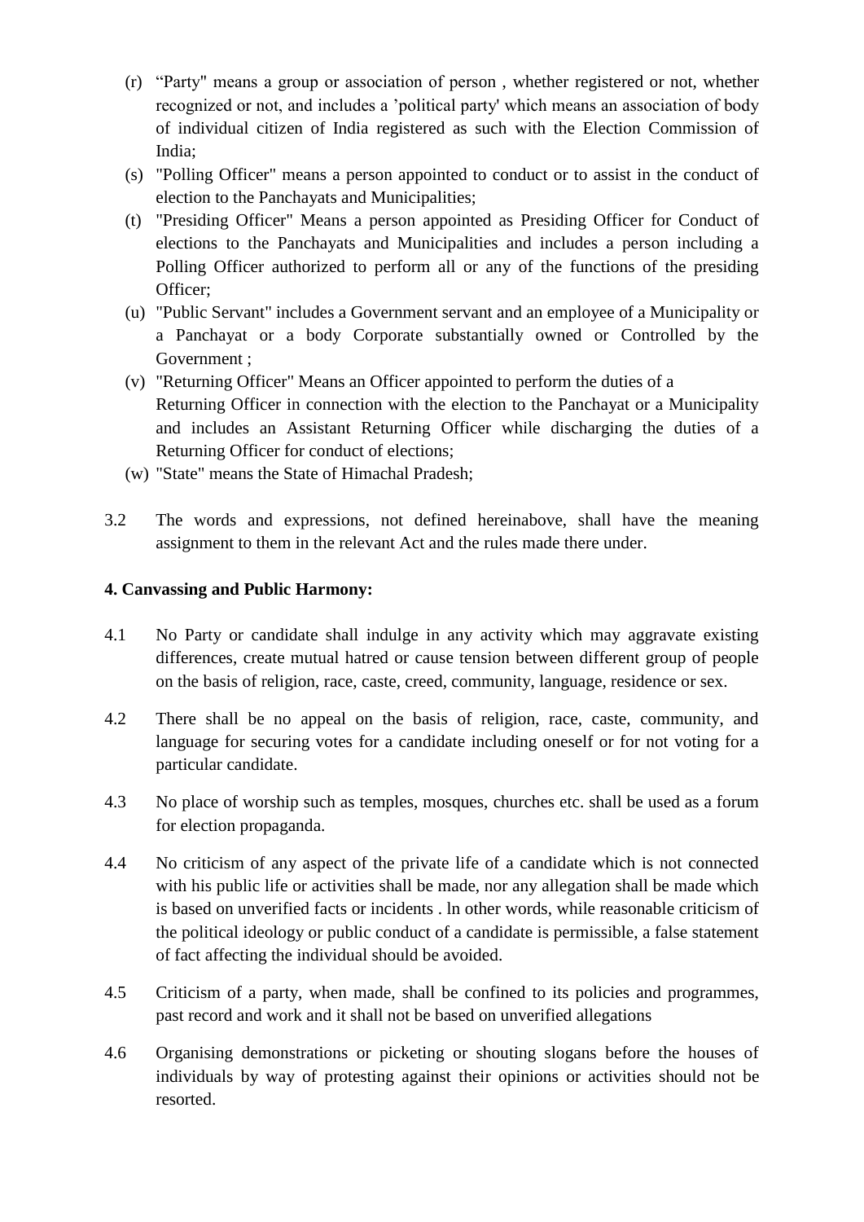(r) "Party" means a group or association of person , whether registered or not, whether recognized or not, and includes a 'political party' which means an association of body of individual citizen of India registered as such with the Election Commission of India;

(s) "Polling Officer" means a person appointed to conduct or to assist in the conduct of election to the Panchayats and Municipalities;

(t) "Presiding Officer" Means a person appointed as Presiding Officer for Conduct of elections to the Panchayats and Municipalities and includes a person including a Polling Officer authorized to perform all or any of the functions of the presiding Officer;

(u) "Public Servant" includes a Government servant and an employee of a Municipality or a Panchayat or a body Corporate substantially owned or Controlled by the Government ;

(v) "Returning Officer" Means an Officer appointed to perform the duties of a Returning Officer in connection with the election to the Panchayat or a Municipality and includes an Assistant Returning Officer while discharging the duties of a Returning Officer for conduct of elections;

(w) "State" means the State of Himachal Pradesh;

3.2 The words and expressions, not defined hereinabove, shall have the meaning assignment to them in the relevant Act and the rules made there under.

**4. Canvassing and Public Harmony:**

4.1 No Party or candidate shall indulge in any activity which may aggravate existing differences, create mutual hatred or cause tension between different group of people on the basis of religion, race, caste, creed, community, language, residence or sex.

4.2 There shall be no appeal on the basis of religion, race, caste, community, and language for securing votes for a candidate including oneself or for not voting for a particular candidate.

4.3 No place of worship such as temples, mosques, churches etc. shall be used as a forum for election propaganda.

4.4 No criticism of any aspect of the private life of a candidate which is not connected with his public life or activities shall be made, nor any allegation shall be made which is based on unverified facts or incidents . ln other words, while reasonable criticism of the political ideology or public conduct of a candidate is permissible, a false statement of fact affecting the individual should be avoided.

4.5 Criticism of a party, when made, shall be confined to its policies and programmes, past record and work and it shall not be based on unverified allegations

4.6 Organising demonstrations or picketing or shouting slogans before the houses of individuals by way of protesting against their opinions or activities should not be resorted.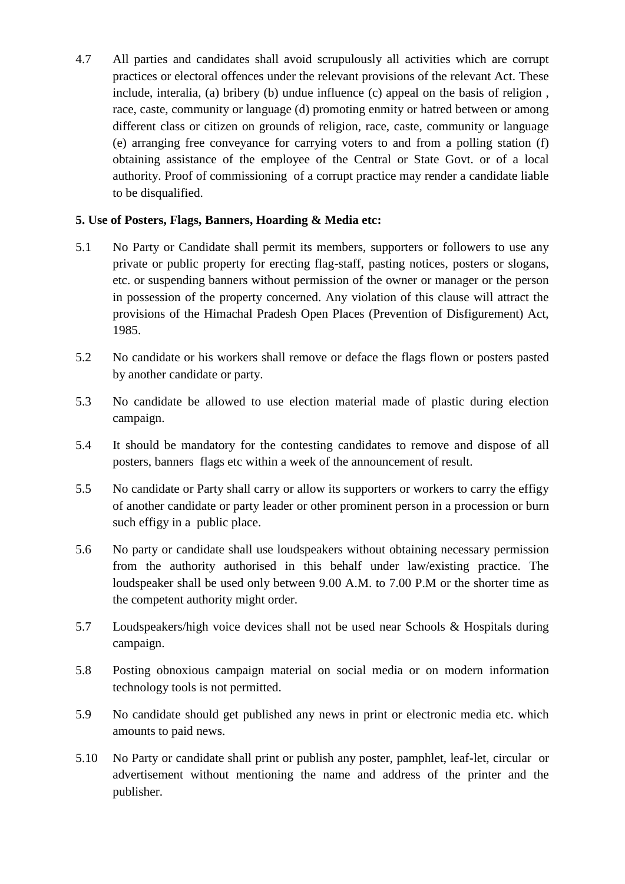4.7 All parties and candidates shall avoid scrupulously all activities which are corrupt practices or electoral offences under the relevant provisions of the relevant Act. These include, interalia, (a) bribery (b) undue influence (c) appeal on the basis of religion , race, caste, community or language (d) promoting enmity or hatred between or among different class or citizen on grounds of religion, race, caste, community or language (e) arranging free conveyance for carrying voters to and from a polling station (f) obtaining assistance of the employee of the Central or State Govt. or of a local authority. Proof of commissioning of a corrupt practice may render a candidate liable to be disqualified.

**5. Use of Posters, Flags, Banners, Hoarding & Media etc:**

5.1 No Party or Candidate shall permit its members, supporters or followers to use any private or public property for erecting flag-staff, pasting notices, posters or slogans, etc. or suspending banners without permission of the owner or manager or the person in possession of the property concerned. Any violation of this clause will attract the provisions of the Himachal Pradesh Open Places (Prevention of Disfigurement) Act, 1985.

5.2 No candidate or his workers shall remove or deface the flags flown or posters pasted by another candidate or party.

5.3 No candidate be allowed to use election material made of plastic during election campaign.

5.4 It should be mandatory for the contesting candidates to remove and dispose of all posters, banners flags etc within a week of the announcement of result.

5.5 No candidate or Party shall carry or allow its supporters or workers to carry the effigy of another candidate or party leader or other prominent person in a procession or burn such effigy in a public place.

5.6 No party or candidate shall use loudspeakers without obtaining necessary permission from the authority authorised in this behalf under law/existing practice. The loudspeaker shall be used only between 9.00 A.M. to 7.00 P.M or the shorter time as the competent authority might order.

5.7 Loudspeakers/high voice devices shall not be used near Schools & Hospitals during campaign.

5.8 Posting obnoxious campaign material on social media or on modern information technology tools is not permitted.

5.9 No candidate should get published any news in print or electronic media etc. which amounts to paid news.

5.10 No Party or candidate shall print or publish any poster, pamphlet, leaf-let, circular or advertisement without mentioning the name and address of the printer and the publisher.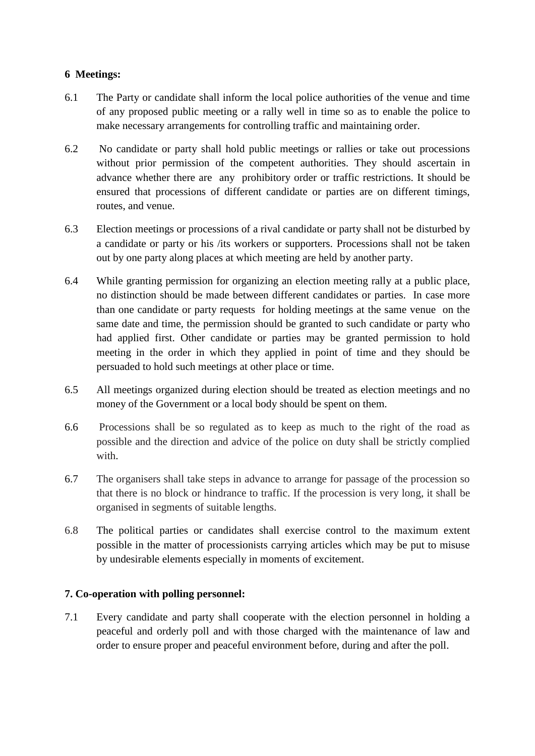**6 Meetings:**

6.1 The Party or candidate shall inform the local police authorities of the venue and time of any proposed public meeting or a rally well in time so as to enable the police to make necessary arrangements for controlling traffic and maintaining order.

6.2 No candidate or party shall hold public meetings or rallies or take out processions without prior permission of the competent authorities. They should ascertain in advance whether there are any prohibitory order or traffic restrictions. It should be ensured that processions of different candidate or parties are on different timings, routes, and venue.

6.3 Election meetings or processions of a rival candidate or party shall not be disturbed by a candidate or party or his /its workers or supporters. Processions shall not be taken out by one party along places at which meeting are held by another party.

6.4 While granting permission for organizing an election meeting rally at a public place, no distinction should be made between different candidates or parties. In case more than one candidate or party requests for holding meetings at the same venue on the same date and time, the permission should be granted to such candidate or party who had applied first. Other candidate or parties may be granted permission to hold meeting in the order in which they applied in point of time and they should be persuaded to hold such meetings at other place or time.

6.5 All meetings organized during election should be treated as election meetings and no money of the Government or a local body should be spent on them.

6.6 Processions shall be so regulated as to keep as much to the right of the road as possible and the direction and advice of the police on duty shall be strictly complied with.

6.7 The organisers shall take steps in advance to arrange for passage of the procession so that there is no block or hindrance to traffic. If the procession is very long, it shall be organised in segments of suitable lengths.

6.8 The political parties or candidates shall exercise control to the maximum extent possible in the matter of processionists carrying articles which may be put to misuse by undesirable elements especially in moments of excitement.

**7. Co-operation with polling personnel:**

7.1 Every candidate and party shall cooperate with the election personnel in holding a peaceful and orderly poll and with those charged with the maintenance of law and order to ensure proper and peaceful environment before, during and after the poll.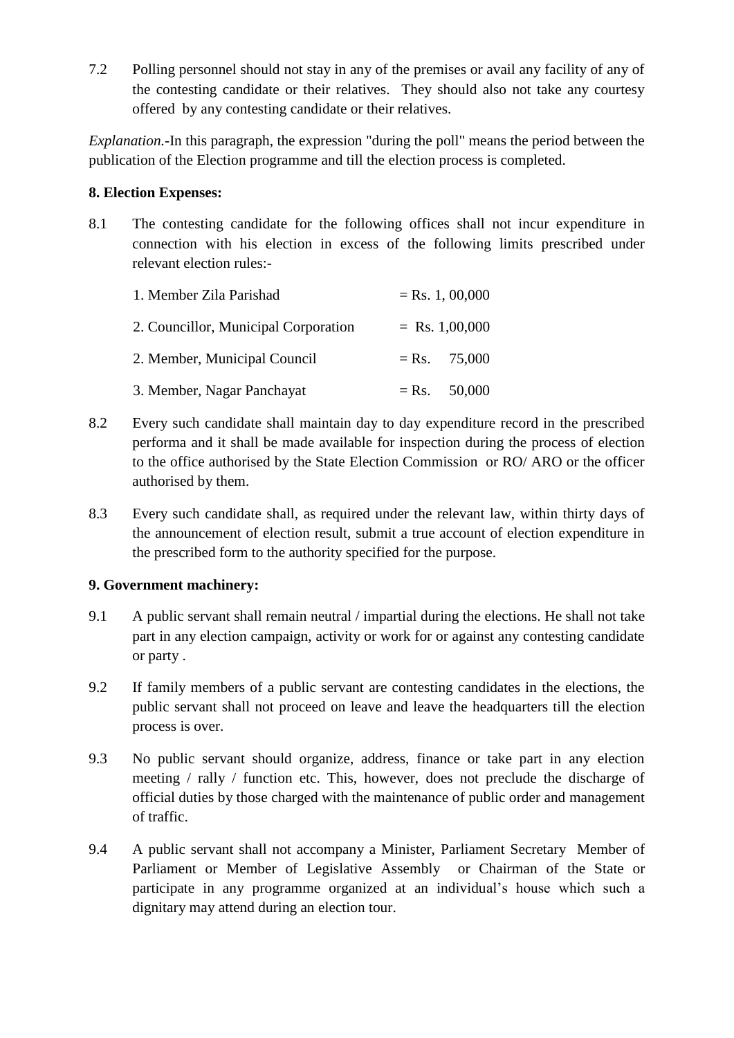7.2 Polling personnel should not stay in any of the premises or avail any facility of any of the contesting candidate or their relatives. They should also not take any courtesy offered by any contesting candidate or their relatives.

*Explanation.*-In this paragraph, the expression "during the poll" means the period between the publication of the Election programme and till the election process is completed.

**8. Election Expenses:**

8.1 The contesting candidate for the following offices shall not incur expenditure in connection with his election in excess of the following limits prescribed under relevant election rules:-

| | |
|---|---|
| 1. Member Zila Parishad | = Rs. 1, 00,000 |
| 2. Councillor, Municipal Corporation | = Rs. 1,00,000 |
| 2. Member, Municipal Council | = Rs. 75,000 |
| 3. Member, Nagar Panchayat | = Rs. 50,000 |

8.2 Every such candidate shall maintain day to day expenditure record in the prescribed performa and it shall be made available for inspection during the process of election to the office authorised by the State Election Commission or RO/ ARO or the officer authorised by them.

8.3 Every such candidate shall, as required under the relevant law, within thirty days of the announcement of election result, submit a true account of election expenditure in the prescribed form to the authority specified for the purpose.

**9. Government machinery:**

9.1 A public servant shall remain neutral / impartial during the elections. He shall not take part in any election campaign, activity or work for or against any contesting candidate or party .

9.2 If family members of a public servant are contesting candidates in the elections, the public servant shall not proceed on leave and leave the headquarters till the election process is over.

9.3 No public servant should organize, address, finance or take part in any election meeting / rally / function etc. This, however, does not preclude the discharge of official duties by those charged with the maintenance of public order and management of traffic.

9.4 A public servant shall not accompany a Minister, Parliament Secretary Member of Parliament or Member of Legislative Assembly or Chairman of the State or participate in any programme organized at an individual's house which such a dignitary may attend during an election tour.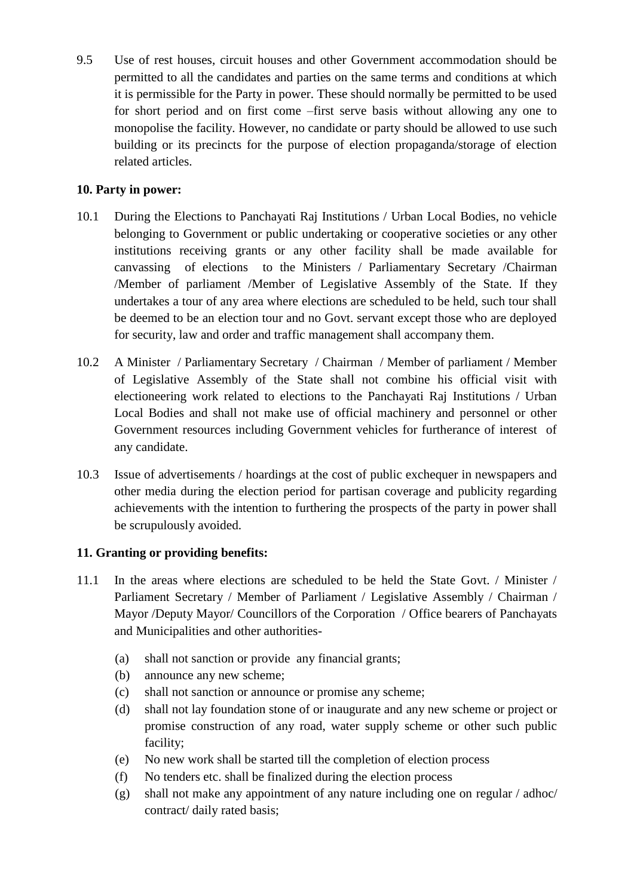9.5 Use of rest houses, circuit houses and other Government accommodation should be permitted to all the candidates and parties on the same terms and conditions at which it is permissible for the Party in power. These should normally be permitted to be used for short period and on first come –first serve basis without allowing any one to monopolise the facility. However, no candidate or party should be allowed to use such building or its precincts for the purpose of election propaganda/storage of election related articles.

**10. Party in power:**

10.1 During the Elections to Panchayati Raj Institutions / Urban Local Bodies, no vehicle belonging to Government or public undertaking or cooperative societies or any other institutions receiving grants or any other facility shall be made available for canvassing of elections to the Ministers / Parliamentary Secretary /Chairman /Member of parliament /Member of Legislative Assembly of the State. If they undertakes a tour of any area where elections are scheduled to be held, such tour shall be deemed to be an election tour and no Govt. servant except those who are deployed for security, law and order and traffic management shall accompany them.

10.2 A Minister / Parliamentary Secretary / Chairman / Member of parliament / Member of Legislative Assembly of the State shall not combine his official visit with electioneering work related to elections to the Panchayati Raj Institutions / Urban Local Bodies and shall not make use of official machinery and personnel or other Government resources including Government vehicles for furtherance of interest of any candidate.

10.3 Issue of advertisements / hoardings at the cost of public exchequer in newspapers and other media during the election period for partisan coverage and publicity regarding achievements with the intention to furthering the prospects of the party in power shall be scrupulously avoided.

**11. Granting or providing benefits:**

11.1 In the areas where elections are scheduled to be held the State Govt. / Minister / Parliament Secretary / Member of Parliament / Legislative Assembly / Chairman / Mayor /Deputy Mayor/ Councillors of the Corporation / Office bearers of Panchayats and Municipalities and other authorities-

(a) shall not sanction or provide any financial grants;
(b) announce any new scheme;
(c) shall not sanction or announce or promise any scheme;
(d) shall not lay foundation stone of or inaugurate and any new scheme or project or promise construction of any road, water supply scheme or other such public facility;
(e) No new work shall be started till the completion of election process
(f) No tenders etc. shall be finalized during the election process
(g) shall not make any appointment of any nature including one on regular / adhoc/ contract/ daily rated basis;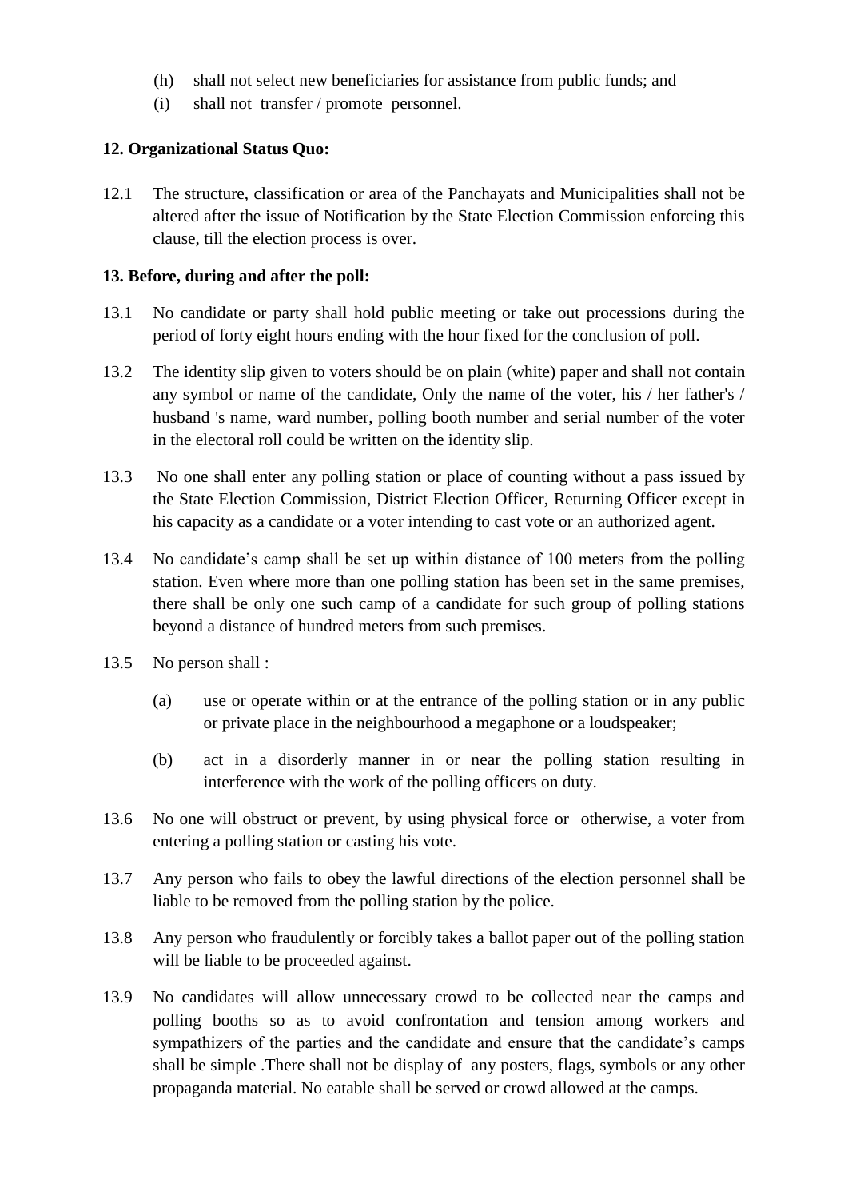(h) shall not select new beneficiaries for assistance from public funds; and

(i) shall not transfer / promote personnel.

**12. Organizational Status Quo:**

12.1 The structure, classification or area of the Panchayats and Municipalities shall not be altered after the issue of Notification by the State Election Commission enforcing this clause, till the election process is over.

**13. Before, during and after the poll:**

13.1 No candidate or party shall hold public meeting or take out processions during the period of forty eight hours ending with the hour fixed for the conclusion of poll.

13.2 The identity slip given to voters should be on plain (white) paper and shall not contain any symbol or name of the candidate, Only the name of the voter, his / her father's / husband 's name, ward number, polling booth number and serial number of the voter in the electoral roll could be written on the identity slip.

13.3 No one shall enter any polling station or place of counting without a pass issued by the State Election Commission, District Election Officer, Returning Officer except in his capacity as a candidate or a voter intending to cast vote or an authorized agent.

13.4 No candidate's camp shall be set up within distance of 100 meters from the polling station. Even where more than one polling station has been set in the same premises, there shall be only one such camp of a candidate for such group of polling stations beyond a distance of hundred meters from such premises.

13.5 No person shall :

(a) use or operate within or at the entrance of the polling station or in any public or private place in the neighbourhood a megaphone or a loudspeaker;

(b) act in a disorderly manner in or near the polling station resulting in interference with the work of the polling officers on duty.

13.6 No one will obstruct or prevent, by using physical force or otherwise, a voter from entering a polling station or casting his vote.

13.7 Any person who fails to obey the lawful directions of the election personnel shall be liable to be removed from the polling station by the police.

13.8 Any person who fraudulently or forcibly takes a ballot paper out of the polling station will be liable to be proceeded against.

13.9 No candidates will allow unnecessary crowd to be collected near the camps and polling booths so as to avoid confrontation and tension among workers and sympathizers of the parties and the candidate and ensure that the candidate's camps shall be simple .There shall not be display of any posters, flags, symbols or any other propaganda material. No eatable shall be served or crowd allowed at the camps.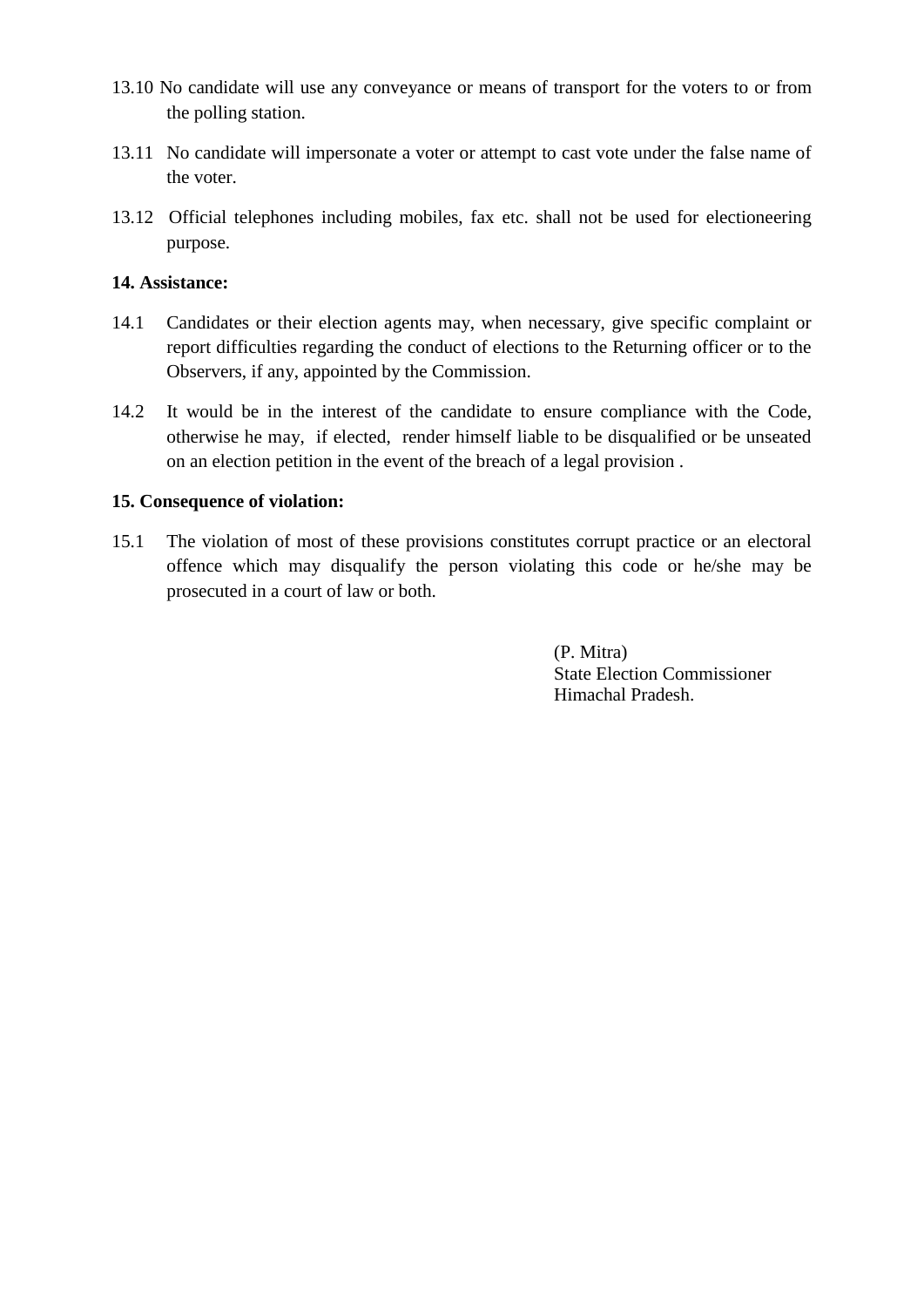13.10 No candidate will use any conveyance or means of transport for the voters to or from the polling station.

13.11 No candidate will impersonate a voter or attempt to cast vote under the false name of the voter.

13.12 Official telephones including mobiles, fax etc. shall not be used for electioneering purpose.

**14. Assistance:**

14.1 Candidates or their election agents may, when necessary, give specific complaint or report difficulties regarding the conduct of elections to the Returning officer or to the Observers, if any, appointed by the Commission.

14.2 It would be in the interest of the candidate to ensure compliance with the Code, otherwise he may, if elected, render himself liable to be disqualified or be unseated on an election petition in the event of the breach of a legal provision .

**15. Consequence of violation:**

15.1 The violation of most of these provisions constitutes corrupt practice or an electoral offence which may disqualify the person violating this code or he/she may be prosecuted in a court of law or both.

(P. Mitra)
State Election Commissioner
Himachal Pradesh.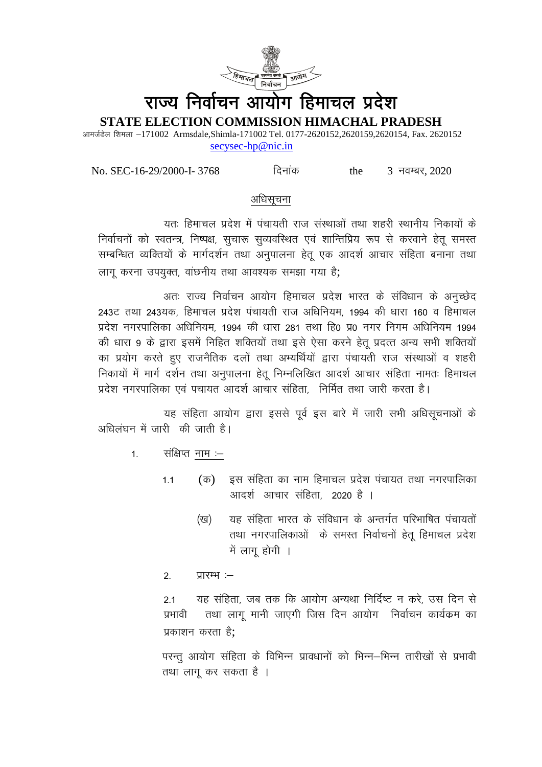# राज्य निर्वाचन आयोग हिमाचल प्रदेश

## STATE ELECTION COMMISSION HIMACHAL PRADESH

आमर्जडेल शिमला –171002 Armsdale,Shimla-171002 Tel. 0177-2620152,2620159,2620154, Fax. 2620152
secysec-hp@nic.in

No. SEC-16-29/2000-I- 3768 दिनांक the 3 नवम्बर, 2020

### अधिसूचना

यतः हिमाचल प्रदेश में पंचायती राज संस्थाओं तथा शहरी स्थानीय निकायों के निर्वाचनों को स्वतन्त्र, निष्पक्ष, सुचारू सुव्यवस्थित एवं शान्तिप्रिय रूप से करवाने हेतू समस्त सम्बन्धित व्यक्तियों के मार्गदर्शन तथा अनुपालना हेतू एक आदर्श आचार संहिता बनाना तथा लागू करना उपयुक्त, वांछनीय तथा आवश्यक समझा गया है;

अतः राज्य निर्वाचन आयोग हिमाचल प्रदेश भारत के संविधान के अनुच्छेद 243ट तथा 243यक, हिमाचल प्रदेश पंचायती राज अधिनियम, 1994 की धारा 160 व हिमाचल प्रदेश नगरपालिका अधिनियम, 1994 की धारा 281 तथा हि0 प्र0 नगर निगम अधिनियम 1994 की धारा 9 के द्वारा इसमें निहित शक्तियों तथा इसे ऐसा करने हेतू प्रदत्त अन्य सभी शक्तियों का प्रयोग करते हुए राजनैतिक दलों तथा अभ्यर्थियों द्वारा पंचायती राज संस्थाओं व शहरी निकायों में मार्ग दर्शन तथा अनुपालना हेतू निम्नलिखित आदर्श आचार संहिता नामतः हिमाचल प्रदेश नगरपालिका एवं पचायत आदर्श आचार संहिता, निर्मित तथा जारी करता है।

यह संहिता आयोग द्वारा इससे पूर्व इस बारे में जारी सभी अधिसूचनाओं के अधिलंघन में जारी की जाती है।

1. संक्षिप्त नाम :–

   1.1 (क) इस संहिता का नाम हिमाचल प्रदेश पंचायत तथा नगरपालिका आदर्श आचार संहिता, 2020 है ।

   (ख) यह संहिता भारत के संविधान के अन्तर्गत परिभाषित पंचायतों तथा नगरपालिकाओं के समस्त निर्वाचनों हेतू हिमाचल प्रदेश में लागू होगी ।

2. प्रारम्भ :–

   2.1 यह संहिता, जब तक कि आयोग अन्यथा निर्दिष्ट न करे, उस दिन से प्रभावी तथा लागू मानी जाएगी जिस दिन आयोग निर्वाचन कार्यक्रम का प्रकाशन करता है;

   परन्तु आयोग संहिता के विभिन्न प्रावधानों को भिन्न–भिन्न तारीखों से प्रभावी तथा लागू कर सकता है ।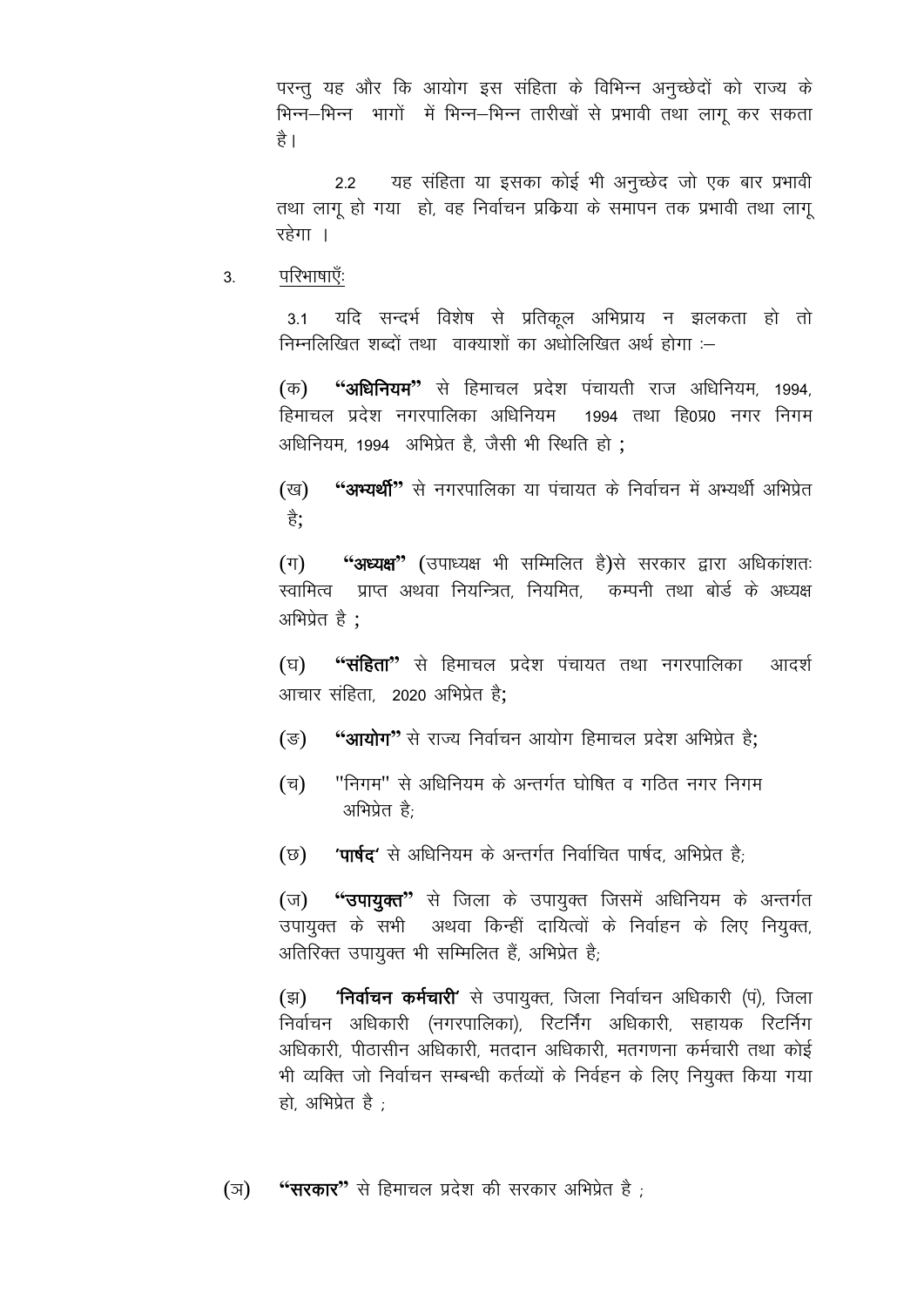परन्तु यह और कि आयोग इस संहिता के विभिन्न अनुच्छेदों को राज्य के भिन्न–भिन्न भागों में भिन्न–भिन्न तारीखों से प्रभावी तथा लागू कर सकता है।

2.2 यह संहिता या इसका कोई भी अनुच्छेद जो एक बार प्रभावी तथा लागू हो गया हो, वह निर्वाचन प्रक्रिया के समापन तक प्रभावी तथा लागू रहेगा ।

3. परिभाषाएँः

3.1 यदि सन्दर्भ विशेष से प्रतिकूल अभिप्राय न झलकता हो तो निम्नलिखित शब्दों तथा वाक्यांशों का अधोलिखित अर्थ होगा :–

(क) **"अधिनियम"** से हिमाचल प्रदेश पंचायती राज अधिनियम, 1994, हिमाचल प्रदेश नगरपालिका अधिनियम 1994 तथा हि0प्र0 नगर निगम अधिनियम, 1994 अभिप्रेत है, जैसी भी स्थिति हो ;

(ख) **"अभ्यर्थी"** से नगरपालिका या पंचायत के निर्वाचन में अभ्यर्थी अभिप्रेत है;

(ग) **"अध्यक्ष"** (उपाध्यक्ष भी सम्मिलित है)से सरकार द्वारा अधिकांशतः स्वामित्व प्राप्त अथवा नियन्त्रित, नियमित, कम्पनी तथा बोर्ड के अध्यक्ष अभिप्रेत है ;

(घ) **"संहिता"** से हिमाचल प्रदेश पंचायत तथा नगरपालिका आदर्श आचार संहिता, 2020 अभिप्रेत है;

(ङ) **"आयोग"** से राज्य निर्वाचन आयोग हिमाचल प्रदेश अभिप्रेत है;

(च) "निगम" से अधिनियम के अन्तर्गत घोषित व गठित नगर निगम अभिप्रेत है;

(छ) **'पार्षद'** से अधिनियम के अन्तर्गत निर्वाचित पार्षद, अभिप्रेत है;

(ज) **"उपायुक्त"** से जिला के उपायुक्त जिसमें अधिनियम के अन्तर्गत उपायुक्त के सभी अथवा किन्हीं दायित्वों के निर्वाहन के लिए नियुक्त, अतिरिक्त उपायुक्त भी सम्मिलित हैं, अभिप्रेत है;

(झ) **'निर्वाचन कर्मचारी'** से उपायुक्त, जिला निर्वाचन अधिकारी (पं), जिला निर्वाचन अधिकारी (नगरपालिका), रिटर्निंग अधिकारी, सहायक रिटर्निंग अधिकारी, पीठासीन अधिकारी, मतदान अधिकारी, मतगणना कर्मचारी तथा कोई भी व्यक्ति जो निर्वाचन सम्बन्धी कर्तव्यों के निर्वहन के लिए नियुक्त किया गया हो, अभिप्रेत है ;

(ञ) **"सरकार"** से हिमाचल प्रदेश की सरकार अभिप्रेत है ;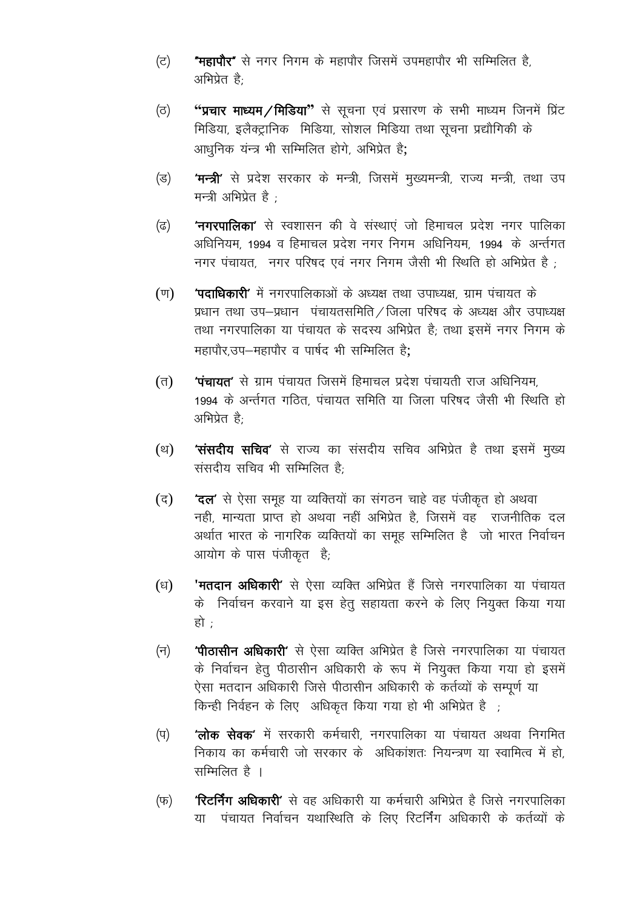(ट) **"महापौर"** से नगर निगम के महापौर जिसमें उपमहापौर भी सम्मिलित है, अभिप्रेत है;

(ठ) **"प्रचार माध्यम/मिडिया"** से सूचना एवं प्रसारण के सभी माध्यम जिनमें प्रिंट मिडिया, इलैक्ट्रानिक मिडिया, सोशल मिडिया तथा सूचना प्रद्यौगिकी के आधुनिक यन्त्र भी सम्मिलित होगे, अभिप्रेत है;

(ड) **'मन्त्री'** से प्रदेश सरकार के मन्त्री, जिसमें मुख्यमन्त्री, राज्य मन्त्री, तथा उप मन्त्री अभिप्रेत है ;

(ढ) **'नगरपालिका'** से स्वशासन की वे संस्थाएं जो हिमाचल प्रदेश नगर पालिका अधिनियम, 1994 व हिमाचल प्रदेश नगर निगम अधिनियम, 1994 के अर्न्तगत नगर पंचायत, नगर परिषद एवं नगर निगम जैसी भी स्थिति हो अभिप्रेत है ;

(ण) **'पदाधिकारी'** में नगरपालिकाओं के अध्यक्ष तथा उपाध्यक्ष, ग्राम पंचायत के प्रधान तथा उप–प्रधान पंचायतसमिति/जिला परिषद के अध्यक्ष और उपाध्यक्ष तथा नगरपालिका या पंचायत के सदस्य अभिप्रेत है; तथा इसमें नगर निगम के महापौर,उप–महापौर व पार्षद भी सम्मिलित है;

(त) **'पंचायत'** से ग्राम पंचायत जिसमें हिमाचल प्रदेश पंचायती राज अधिनियम, 1994 के अर्न्तगत गठित, पंचायत समिति या जिला परिषद जैसी भी स्थिति हो अभिप्रेत है;

(थ) **'संसदीय सचिव'** से राज्य का संसदीय सचिव अभिप्रेत है तथा इसमें मुख्य संसदीय सचिव भी सम्मिलित है;

(द) **'दल'** से ऐसा समूह या व्यक्तियों का संगठन चाहे वह पंजीकृत हो अथवा नही, मान्यता प्राप्त हो अथवा नहीं अभिप्रेत है, जिसमें वह राजनीतिक दल अर्थात भारत के नागरिक व्यक्तियों का समूह सम्मिलित है जो भारत निर्वाचन आयोग के पास पंजीकृत है;

(ध) **'मतदान अधिकारी'** से ऐसा व्यक्ति अभिप्रेत हैं जिसे नगरपालिका या पंचायत के निर्वाचन करवाने या इस हेतु सहायता करने के लिए नियुक्त किया गया हो ;

(न) **'पीठासीन अधिकारी'** से ऐसा व्यक्ति अभिप्रेत है जिसे नगरपालिका या पंचायत के निर्वाचन हेतु पीठासीन अधिकारी के रूप में नियुक्त किया गया हो इसमें ऐसा मतदान अधिकारी जिसे पीठासीन अधिकारी के कर्तव्यों के सम्पूर्ण या किन्ही निर्वहन के लिए अधिकृत किया गया हो भी अभिप्रेत है ;

(प) **'लोक सेवक'** में सरकारी कर्मचारी, नगरपालिका या पंचायत अथवा निगमित निकाय का कर्मचारी जो सरकार के अधिकांशतः नियन्त्रण या स्वामित्व में हो, सम्मिलित है ।

(फ) **'रिटर्निंग अधिकारी'** से वह अधिकारी या कर्मचारी अभिप्रेत है जिसे नगरपालिका या पंचायत निर्वाचन यथास्थिति के लिए रिटर्निंग अधिकारी के कर्तव्यों के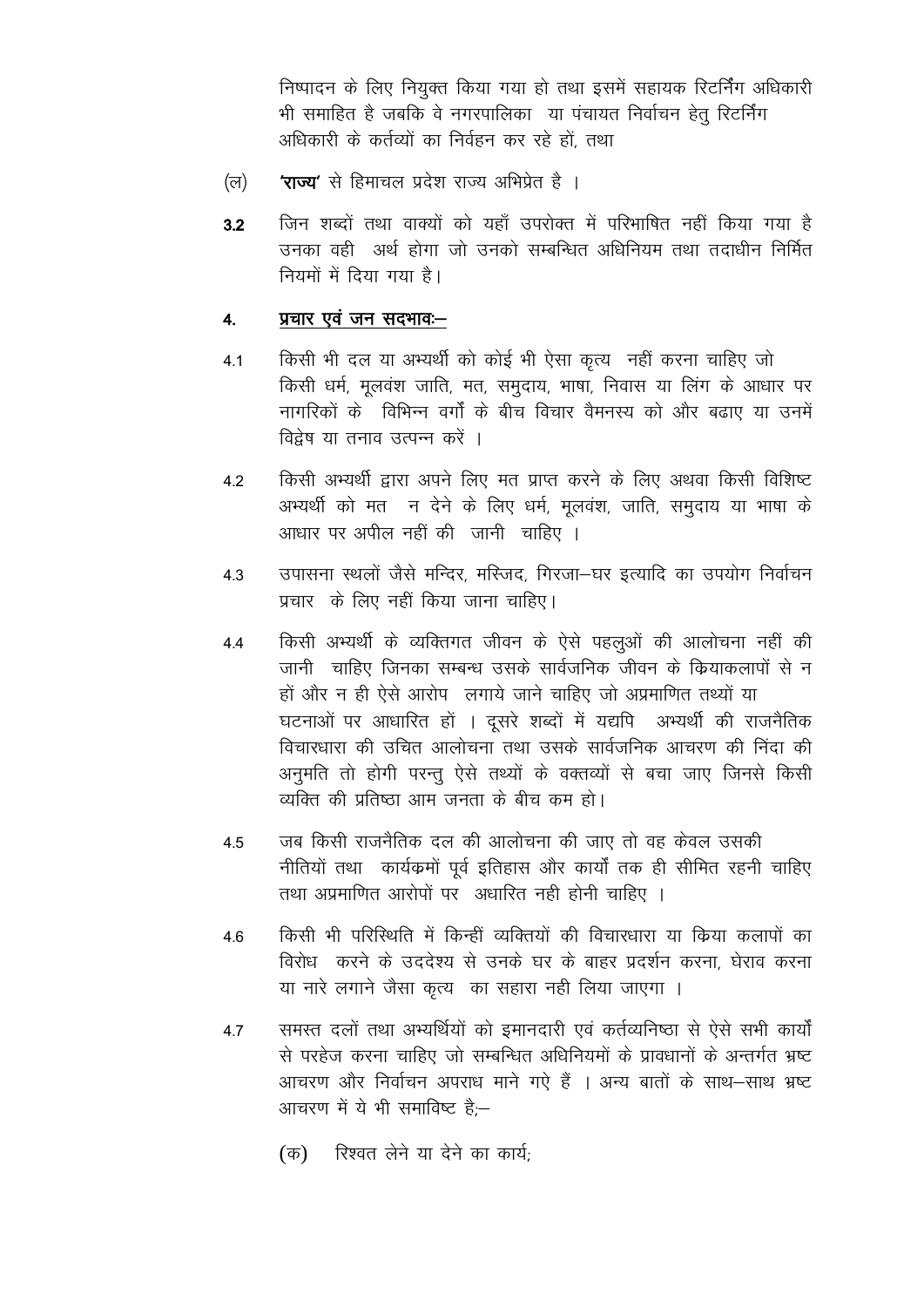निष्पादन के लिए नियुक्त किया गया हो तथा इसमें सहायक रिटर्निंग अधिकारी भी समाहित है जबकि वे नगरपालिका या पंचायत निर्वाचन हेतु रिटर्निंग अधिकारी के कर्तव्यों का निर्वहन कर रहे हों, तथा

(ल) **'राज्य'** से हिमाचल प्रदेश राज्य अभिप्रेत है ।

**3.2** जिन शब्दों तथा वाक्यों को यहाँ उपरोक्त में परिभाषित नहीं किया गया है उनका वही अर्थ होगा जो उनको सम्बन्धित अधिनियम तथा तदाधीन निर्मित नियमों में दिया गया है।

## 4. प्रचार एवं जन सदभावः–

4.1 किसी भी दल या अभ्यर्थी को कोई भी ऐसा कृत्य नहीं करना चाहिए जो किसी धर्म, मूलवंश जाति, मत, समुदाय, भाषा, निवास या लिंग के आधार पर नागरिकों के विभिन्न वर्गों के बीच विचार वैमनस्य को और बढाए या उनमें विद्वेष या तनाव उत्पन्न करें ।

4.2 किसी अभ्यर्थी द्वारा अपने लिए मत प्राप्त करने के लिए अथवा किसी विशिष्ट अभ्यर्थी को मत न देने के लिए धर्म, मूलवंश, जाति, समुदाय या भाषा के आधार पर अपील नहीं की जानी चाहिए ।

4.3 उपासना स्थलों जैसे मन्दिर, मस्जिद, गिरजा–घर इत्यादि का उपयोग निर्वाचन प्रचार के लिए नहीं किया जाना चाहिए।

4.4 किसी अभ्यर्थी के व्यक्तिगत जीवन के ऐसे पहलुओं की आलोचना नहीं की जानी चाहिए जिनका सम्बन्ध उसके सार्वजनिक जीवन के कियाकलापों से न हों और न ही ऐसे आरोप लगाये जाने चाहिए जो अप्रमाणित तथ्यों या घटनाओं पर आधारित हों । दूसरे शब्दों में यद्यपि अभ्यर्थी की राजनैतिक विचारधारा की उचित आलोचना तथा उसके सार्वजनिक आचरण की निंदा की अनुमति तो होगी परन्तु ऐसे तथ्यों के वक्तव्यों से बचा जाए जिनसे किसी व्यक्ति की प्रतिष्ठा आम जनता के बीच कम हो।

4.5 जब किसी राजनैतिक दल की आलोचना की जाए तो वह केवल उसकी नीतियों तथा कार्यकमों पूर्व इतिहास और कार्यों तक ही सीमित रहनी चाहिए तथा अप्रमाणित आरोपों पर अधारित नही होनी चाहिए ।

4.6 किसी भी परिस्थिति में किन्हीं व्यक्तियों की विचारधारा या किया कलापों का विरोध करने के उददेश्य से उनके घर के बाहर प्रदर्शन करना, घेराव करना या नारे लगाने जैसा कृत्य का सहारा नही लिया जाएगा ।

4.7 समस्त दलों तथा अभ्यर्थियों को इमानदारी एवं कर्तव्यनिष्ठा से ऐसे सभी कार्यों से परहेज करना चाहिए जो सम्बन्धित अधिनियमों के प्रावधानों के अन्तर्गत भ्रष्ट आचरण और निर्वाचन अपराध माने गऐ हैं । अन्य बातों के साथ–साथ भ्रष्ट आचरण में ये भी समाविष्ट है;–

(क) रिश्वत लेने या देने का कार्य;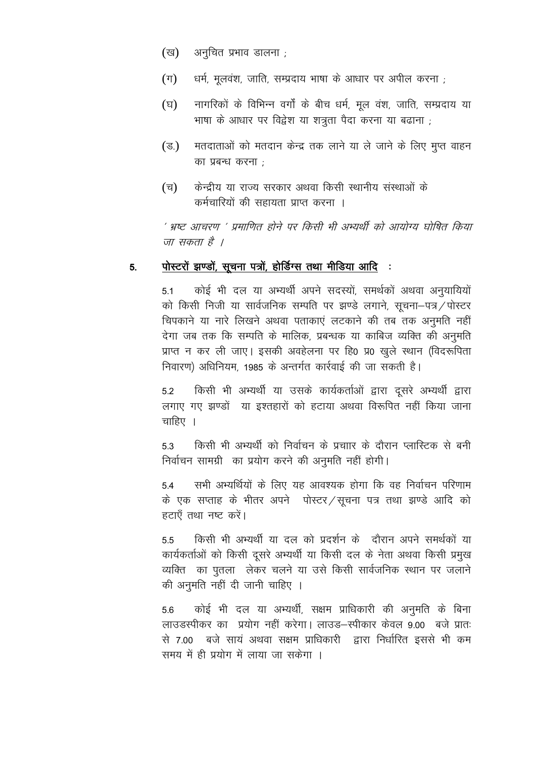(ख) अनुचित प्रभाव डालना ;

(ग) धर्म, मूलवंश, जाति, सम्प्रदाय भाषा के आधार पर अपील करना ;

(घ) नागरिकों के विभिन्न वर्गों के बीच धर्म, मूल वंश, जाति, सम्प्रदाय या भाषा के आधार पर विद्वेश या शत्रुता पैदा करना या बढाना ;

(ड.) मतदाताओं को मतदान केन्द्र तक लाने या ले जाने के लिए मुप्त वाहन का प्रबन्ध करना ;

(च) केन्द्रीय या राज्य सरकार अथवा किसी स्थानीय संस्थाओं के कर्मचारियों की सहायता प्राप्त करना ।

*' भ्रष्ट आचरण ' प्रमाणित होने पर किसी भी अभ्यर्थी को आयोग्य घोषित किया जा सकता है ।*

## 5. <u>पोस्टरों झण्डों, सूचना पत्रों, होर्डिंग्स तथा मीडिया आदि</u> :

5.1 कोई भी दल या अभ्यर्थी अपने सदस्यों, समर्थकों अथवा अनुयायियों को किसी निजी या सार्वजनिक सम्पति पर झण्डे लगाने, सूचना–पत्र/पोस्टर चिपकाने या नारे लिखने अथवा पताकाएं लटकाने की तब तक अनुमति नहीं देगा जब तक कि सम्पति के मालिक, प्रबन्धक या काबिज व्यक्ति की अनुमति प्राप्त न कर ली जाए। इसकी अवहेलना पर हि0 प्र0 खुले स्थान (विदरूपिता निवारण) अधिनियम, 1985 के अन्तर्गत कार्रवाई की जा सकती है।

5.2 किसी भी अभ्यर्थी या उसके कार्यकर्ताओं द्वारा दूसरे अभ्यर्थी द्वारा लगाए गए झण्डों या इश्तहारों को हटाया अथवा विरूपित नहीं किया जाना चाहिए ।

5.3 किसी भी अभ्यर्थी को निर्वाचन के प्रचाार के दौरान प्लास्टिक से बनी निर्वाचन सामग्री का प्रयोग करने की अनुमति नहीं होगी।

5.4 सभी अभ्यर्थियों के लिए यह आवश्यक होगा कि वह निर्वाचन परिणाम के एक सप्ताह के भीतर अपने पोस्टर/सूचना पत्र तथा झण्डे आदि को हटाएँ तथा नष्ट करें।

5.5 किसी भी अभ्यर्थी या दल को प्रदर्शन के दौरान अपने समर्थकों या कार्यकर्ताओं को किसी दूसरे अभ्यर्थी या किसी दल के नेता अथवा किसी प्रमुख व्यक्ति का पुतला लेकर चलने या उसे किसी सार्वजनिक स्थान पर जलाने की अनुमति नहीं दी जानी चाहिए ।

5.6 कोई भी दल या अभ्यर्थी, सक्षम प्राधिकारी की अनुमति के बिना लाउडस्पीकर का प्रयोग नहीं करेगा। लाउड–स्पीकार केवल 9.00 बजे प्रातः से 7.00 बजे सायं अथवा सक्षम प्राधिकारी द्वारा निर्धारित इससे भी कम समय में ही प्रयोग में लाया जा सकेगा ।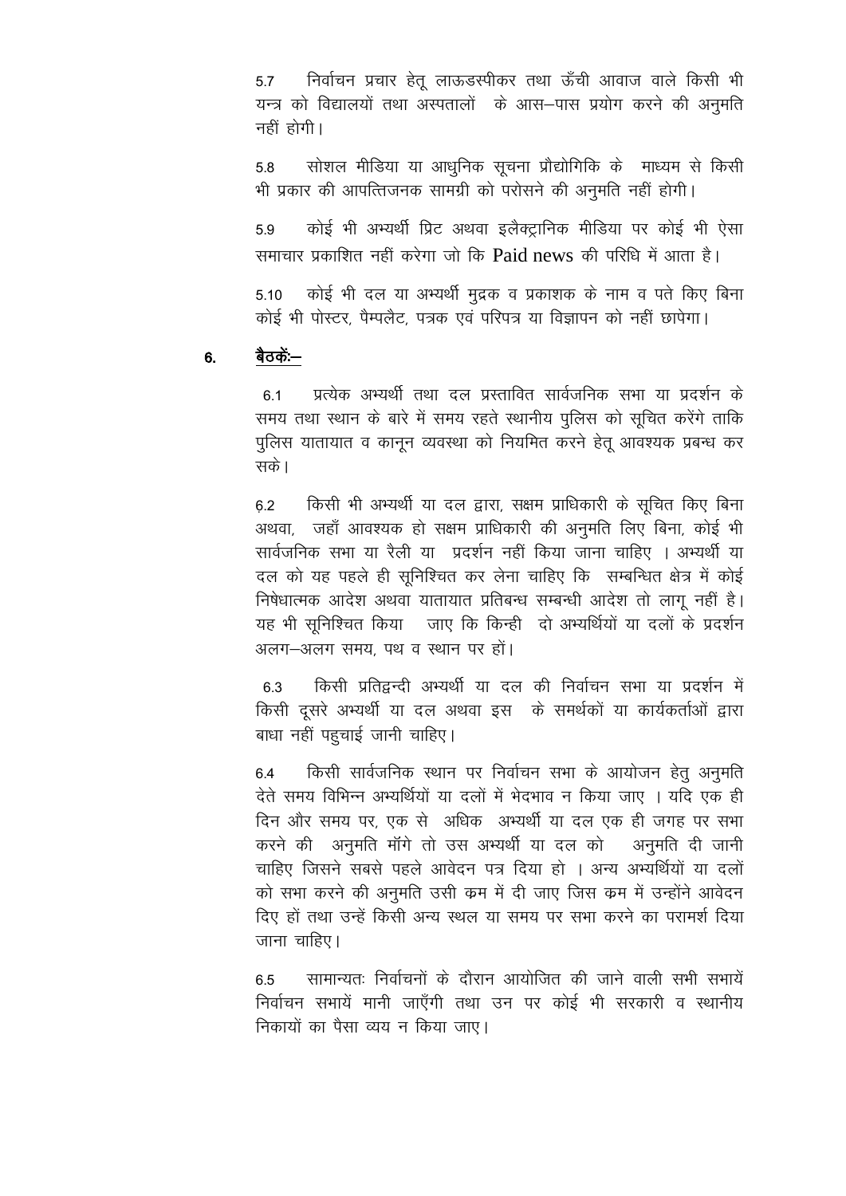5.7 निर्वाचन प्रचार हेतू लाऊडस्पीकर तथा ऊँची आवाज वाले किसी भी यन्त्र को विद्यालयों तथा अस्पतालों के आस–पास प्रयोग करने की अनुमति नहीं होगी।

5.8 सोशल मीडिया या आधुनिक सूचना प्रौद्योगिकि के माध्यम से किसी भी प्रकार की आपत्तिजनक सामग्री को परोसने की अनुमति नहीं होगी।

5.9 कोई भी अभ्यर्थी प्रिंट अथवा इलैक्ट्रानिक मीडिया पर कोई भी ऐसा समाचार प्रकाशित नहीं करेगा जो कि Paid news की परिधि में आता है।

5.10 कोई भी दल या अभ्यर्थी मुद्रक व प्रकाशक के नाम व पते किए बिना कोई भी पोस्टर, पैम्पलैट, पत्रक एवं परिपत्र या विज्ञापन को नहीं छापेगा।

## 6. <u>बैठकें:–</u>

6.1 प्रत्येक अभ्यर्थी तथा दल प्रस्तावित सार्वजनिक सभा या प्रदर्शन के समय तथा स्थान के बारे में समय रहते स्थानीय पुलिस को सूचित करेंगे ताकि पुलिस यातायात व कानून व्यवस्था को नियमित करने हेतू आवश्यक प्रबन्ध कर सके।

6.2 किसी भी अभ्यर्थी या दल द्वारा, सक्षम प्राधिकारी के सूचित किए बिना अथवा, जहाँ आवश्यक हो सक्षम प्राधिकारी की अनुमति लिए बिना, कोई भी सार्वजनिक सभा या रैली या प्रदर्शन नहीं किया जाना चाहिए । अभ्यर्थी या दल को यह पहले ही सूनिश्चित कर लेना चाहिए कि सम्बन्धित क्षेत्र में कोई निषेधात्मक आदेश अथवा यातायात प्रतिबन्ध सम्बन्धी आदेश तो लागू नहीं है। यह भी सूनिश्चित किया जाए कि किन्ही दो अभ्यर्थियों या दलों के प्रदर्शन अलग–अलग समय, पथ व स्थान पर हों।

6.3 किसी प्रतिद्वन्दी अभ्यर्थी या दल की निर्वाचन सभा या प्रदर्शन में किसी दूसरे अभ्यर्थी या दल अथवा इस के समर्थकों या कार्यकर्ताओं द्वारा बाधा नहीं पहुचाई जानी चाहिए।

6.4 किसी सार्वजनिक स्थान पर निर्वाचन सभा के आयोजन हेतु अनुमति देते समय विभिन्न अभ्यर्थियों या दलों में भेदभाव न किया जाए । यदि एक ही दिन और समय पर, एक से अधिक अभ्यर्थी या दल एक ही जगह पर सभा करने की अनुमति मॉगे तो उस अभ्यर्थी या दल को अनुमति दी जानी चाहिए जिसने सबसे पहले आवेदन पत्र दिया हो । अन्य अभ्यर्थियों या दलों को सभा करने की अनुमति उसी क्रम में दी जाए जिस क्रम में उन्होंने आवेदन दिए हों तथा उन्हें किसी अन्य स्थल या समय पर सभा करने का परामर्श दिया जाना चाहिए।

6.5 सामान्यतः निर्वाचनों के दौरान आयोजित की जाने वाली सभी सभायें निर्वाचन सभायें मानी जाएँगी तथा उन पर कोई भी सरकारी व स्थानीय निकायों का पैसा व्यय न किया जाए।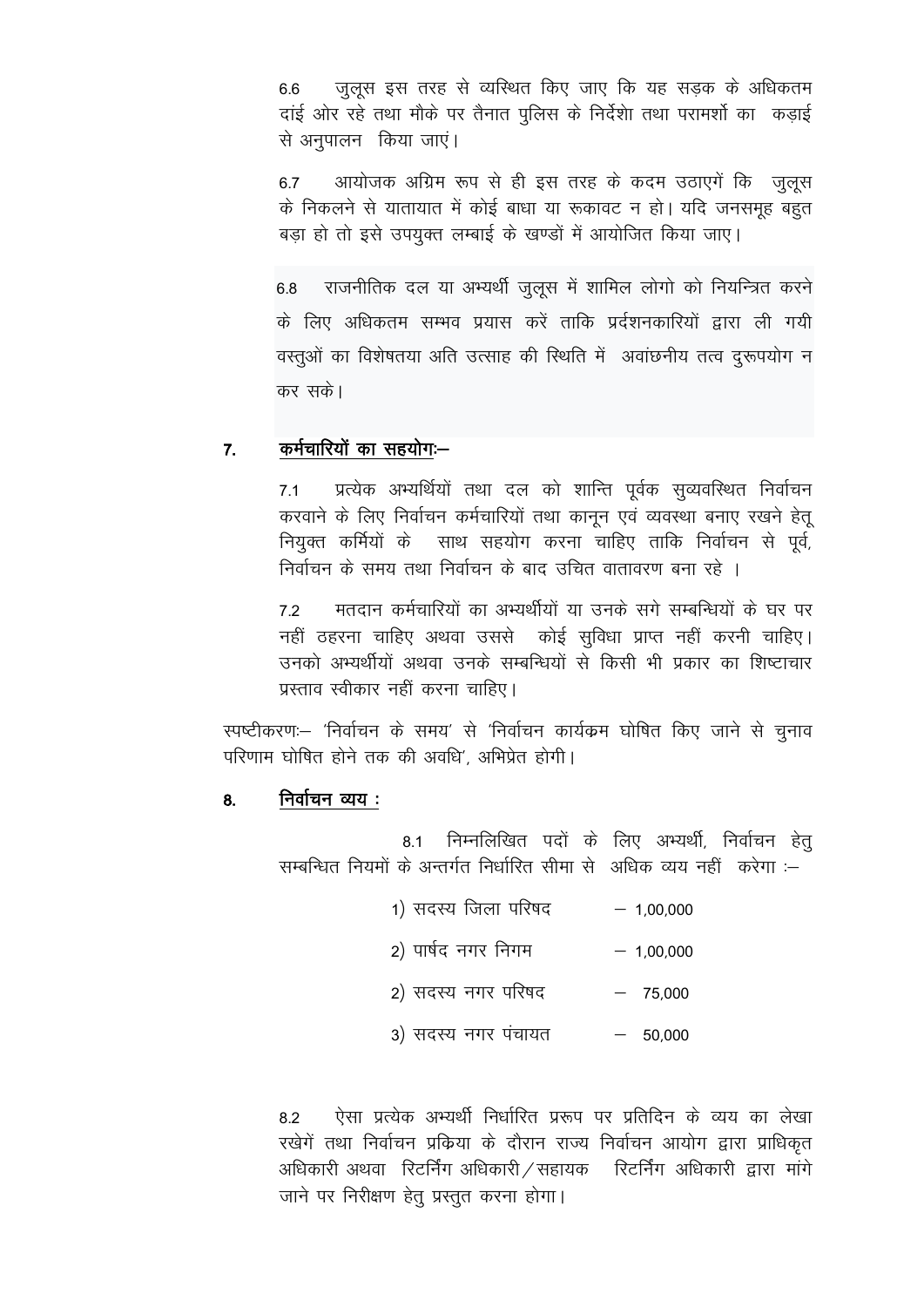6.6 जुलूस इस तरह से व्यस्थित किए जाए कि यह सड़क के अधिकतम दांई ओर रहे तथा मौके पर तैनात पुलिस के निर्देशो तथा परामर्शो का कड़ाई से अनुपालन किया जाएं।

6.7 आयोजक अग्रिम रूप से ही इस तरह के कदम उठाएगें कि जुलूस के निकलने से यातायात में कोई बाधा या रूकावट न हो। यदि जनसमूह बहुत बड़ा हो तो इसे उपयुक्त लम्बाई के खण्डों में आयोजित किया जाए।

6.8 राजनीतिक दल या अभ्यर्थी जुलूस में शामिल लोगो को नियन्त्रित करने के लिए अधिकतम सम्भव प्रयास करें ताकि प्रर्दशनकारियों द्वारा ली गयी वस्तुओं का विशेषतया अति उत्साह की स्थिति में अवांछनीय तत्व दुरूपयोग न कर सके।

## 7. कर्मचारियों का सहयोगः–

7.1 प्रत्येक अभ्यर्थियों तथा दल को शान्ति पूर्वक सुव्यवस्थित निर्वाचन करवाने के लिए निर्वाचन कर्मचारियों तथा कानून एवं व्यवस्था बनाए रखने हेतू नियुक्त कर्मियों के साथ सहयोग करना चाहिए ताकि निर्वाचन से पूर्व, निर्वाचन के समय तथा निर्वाचन के बाद उचित वातावरण बना रहे ।

7.2 मतदान कर्मचारियों का अभ्यर्थीयों या उनके सगे सम्बन्धियों के घर पर नहीं ठहरना चाहिए अथवा उससे कोई सुविधा प्राप्त नहीं करनी चाहिए। उनको अभ्यर्थीयों अथवा उनके सम्बन्धियों से किसी भी प्रकार का शिष्टाचार प्रस्ताव स्वीकार नहीं करना चाहिए।

स्पष्टीकरणः– 'निर्वाचन के समय' से 'निर्वाचन कार्यक्रम घोषित किए जाने से चुनाव परिणाम घोषित होने तक की अवधि', अभिप्रेत होगी।

## 8. निर्वाचन व्यय :

8.1 निम्नलिखित पदों के लिए अभ्यर्थी, निर्वाचन हेतु सम्बन्धित नियमों के अन्तर्गत निर्धारित सीमा से अधिक व्यय नहीं करेगा :–

1) सदस्य जिला परिषद – 1,00,000

2) पार्षद नगर निगम – 1,00,000

2) सदस्य नगर परिषद – 75,000

3) सदस्य नगर पंचायत – 50,000

8.2 ऐसा प्रत्येक अभ्यर्थी निर्धारित प्ररूप पर प्रतिदिन के व्यय का लेखा रखेगें तथा निर्वाचन प्रक्रिया के दौरान राज्य निर्वाचन आयोग द्वारा प्राधिकृत अधिकारी अथवा रिटर्निंग अधिकारी/सहायक रिटर्निंग अधिकारी द्वारा मांगे जाने पर निरीक्षण हेतु प्रस्तुत करना होगा।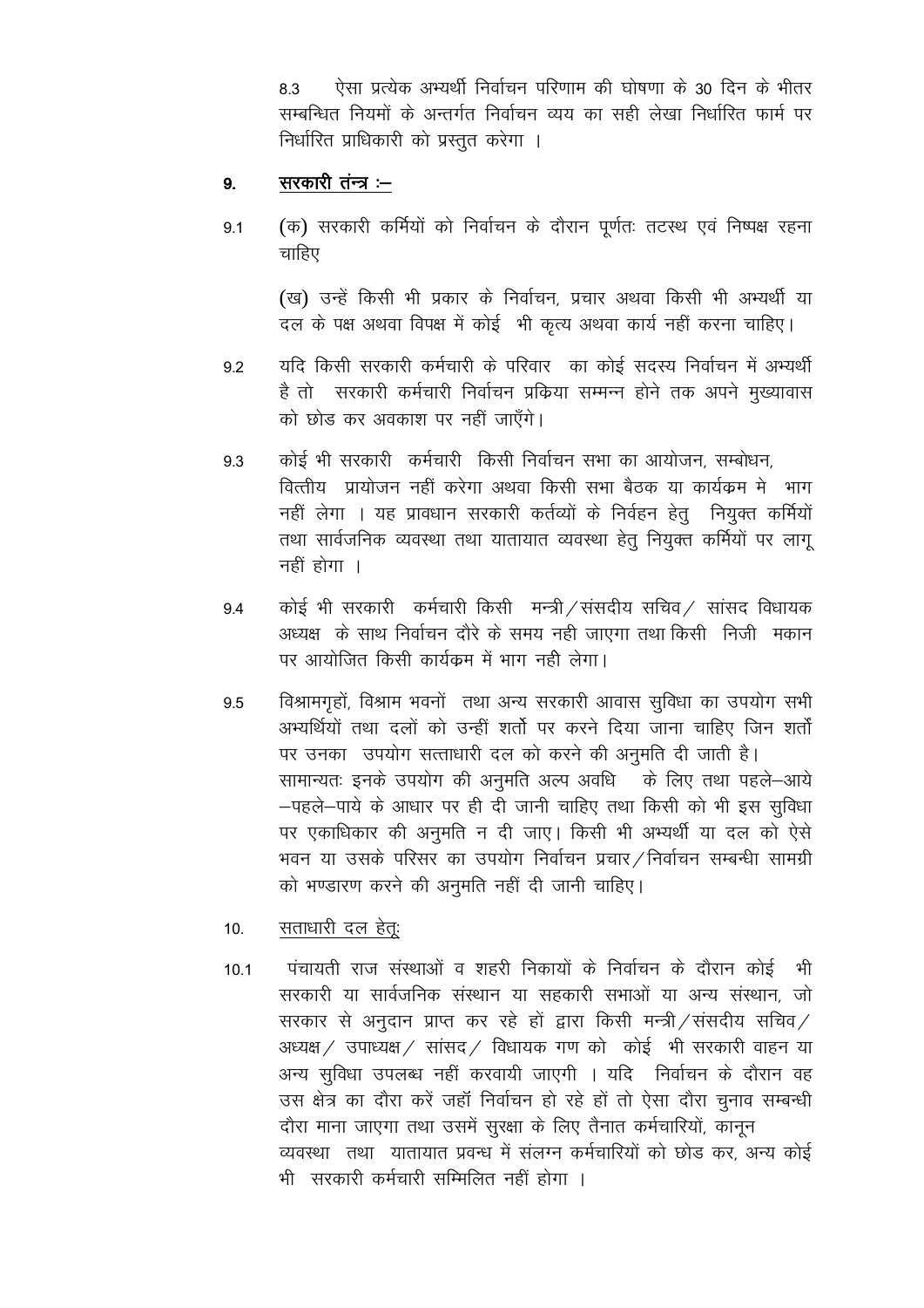8.3 ऐसा प्रत्येक अभ्यर्थी निर्वाचन परिणाम की घोषणा के 30 दिन के भीतर सम्बन्धित नियमों के अन्तर्गत निर्वाचन व्यय का सही लेखा निर्धारित फार्म पर निर्धारित प्राधिकारी को प्रस्तुत करेगा ।

## 9. <u>सरकारी तंन्त्र :–</u>

9.1 (क) सरकारी कर्मियों को निर्वाचन के दौरान पूर्णतः तटस्थ एवं निष्पक्ष रहना चाहिए

(ख) उन्हें किसी भी प्रकार के निर्वाचन, प्रचार अथवा किसी भी अभ्यर्थी या दल के पक्ष अथवा विपक्ष में कोई भी कृत्य अथवा कार्य नहीं करना चाहिए।

9.2 यदि किसी सरकारी कर्मचारी के परिवार का कोई सदस्य निर्वाचन में अभ्यर्थी है तो सरकारी कर्मचारी निर्वाचन प्रकिया सम्मन्न होने तक अपने मुख्यावास को छोड कर अवकाश पर नहीं जाएँगे।

9.3 कोई भी सरकारी कर्मचारी किसी निर्वाचन सभा का आयोजन, सम्बोधन, वित्तीय प्रायोजन नहीं करेगा अथवा किसी सभा बैठक या कार्यक्रम मे भाग नहीं लेगा । यह प्रावधान सरकारी कर्तव्यों के निर्वहन हेतु नियुक्त कर्मियों तथा सार्वजनिक व्यवस्था तथा यातायात व्यवस्था हेतु नियुक्त कर्मियों पर लागू नहीं होगा ।

9.4 कोई भी सरकारी कर्मचारी किसी मन्त्री/संसदीय सचिव/ सांसद विधायक अध्यक्ष के साथ निर्वाचन दौरे के समय नही जाएगा तथा किसी निजी मकान पर आयोजित किसी कार्यक्रम में भाग नही लेगा।

9.5 विश्रामगृहों, विश्राम भवनों तथा अन्य सरकारी आवास सुविधा का उपयोग सभी अभ्यर्थियों तथा दलों को उन्हीं शर्तो पर करने दिया जाना चाहिए जिन शर्तो पर उनका उपयोग सत्ताधारी दल को करने की अनुमति दी जाती है। सामान्यतः इनके उपयोग की अनुमति अल्प अवधि के लिए तथा पहले–आये –पहले–पाये के आधार पर ही दी जानी चाहिए तथा किसी को भी इस सुविधा पर एकाधिकार की अनुमति न दी जाए। किसी भी अभ्यर्थी या दल को ऐसे भवन या उसके परिसर का उपयोग निर्वाचन प्रचार/निर्वाचन सम्बन्धी सामग्री को भण्डारण करने की अनुमति नहीं दी जानी चाहिए।

## 10. <u>सताधारी दल हेतु:</u>

10.1 पंचायती राज संस्थाओं व शहरी निकायों के निर्वाचन के दौरान कोई भी सरकारी या सार्वजनिक संस्थान या सहकारी सभाओं या अन्य संस्थान, जो सरकार से अनुदान प्राप्त कर रहे हों द्वारा किसी मन्त्री/संसदीय सचिव/ अध्यक्ष/ उपाध्यक्ष/ सांसद/ विधायक गण को कोई भी सरकारी वाहन या अन्य सुविधा उपलब्ध नहीं करवायी जाएगी । यदि निर्वाचन के दौरान वह उस क्षेत्र का दौरा करें जहॉ निर्वाचन हो रहे हों तो ऐसा दौरा चुनाव सम्बन्धी दौरा माना जाएगा तथा उसमें सुरक्षा के लिए तैनात कर्मचारियों, कानून व्यवस्था तथा यातायात प्रवन्ध में संलग्न कर्मचारियों को छोड कर, अन्य कोई भी सरकारी कर्मचारी सम्मिलित नहीं होगा ।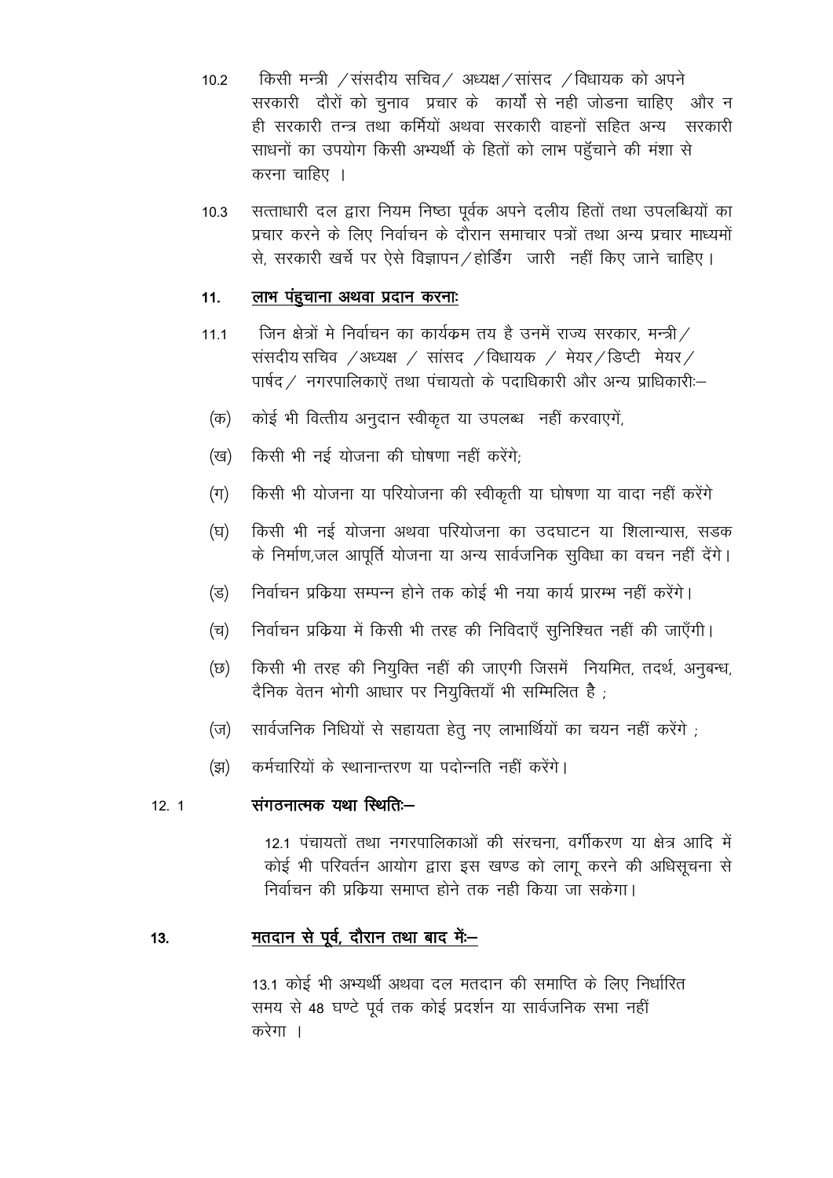10.2 किसी मन्त्री /संसदीय सचिव/ अध्यक्ष/सांसद /विधायक को अपने सरकारी दौरों को चुनाव प्रचार के कार्यों से नही जोडना चाहिए और न ही सरकारी तन्त्र तथा कर्मियों अथवा सरकारी वाहनों सहित अन्य सरकारी साधनों का उपयोग किसी अभ्यर्थी के हितों को लाभ पहुँचाने की मंशा से करना चाहिए ।

10.3 सत्ताधारी दल द्वारा नियम निष्ठा पूर्वक अपने दलीय हितों तथा उपलब्धियों का प्रचार करने के लिए निर्वाचन के दौरान समाचार पत्रों तथा अन्य प्रचार माध्यमों से, सरकारी खर्चे पर ऐसे विज्ञापन/होर्डिंग जारी नहीं किए जाने चाहिए।

## 11. लाभ पंहुचाना अथवा प्रदान करनाः

11.1 जिन क्षेत्रों मे निर्वाचन का कार्यक्रम तय है उनमें राज्य सरकार, मन्त्री/ संसदीय सचिव /अध्यक्ष / सांसद /विधायक / मेयर/डिप्टी मेयर/ पार्षद/ नगरपालिकाऐं तथा पंचायतो के पदाधिकारी और अन्य प्राधिकारीः–

(क) कोई भी वित्तीय अनुदान स्वीकृत या उपलब्ध नहीं करवाएगें,

(ख) किसी भी नई योजना की घोषणा नहीं करेंगे;

(ग) किसी भी योजना या परियोजना की स्वीकृती या घोषणा या वादा नहीं करेंगे

(घ) किसी भी नई योजना अथवा परियोजना का उदघाटन या शिलान्यास, सडक के निर्माण,जल आपूर्ति योजना या अन्य सार्वजनिक सुविधा का वचन नहीं देंगे।

(ड) निर्वाचन प्रक्रिया सम्पन्न होने तक कोई भी नया कार्य प्रारम्भ नहीं करेंगे।

(च) निर्वाचन प्रक्रिया में किसी भी तरह की निविदाएँ सुनिश्चित नहीं की जाएँगी।

(छ) किसी भी तरह की नियुक्ति नहीं की जाएगी जिसमें नियमित, तदर्थ, अनुबन्ध, दैनिक वेतन भोगी आधार पर नियुक्तियाँ भी सम्मिलित है ;

(ज) सार्वजनिक निधियों से सहायता हेतु नए लाभार्थियों का चयन नहीं करेंगे ;

(झ) कर्मचारियों के स्थानान्तरण या पदोन्नति नहीं करेंगे।

## 12. 1 संगठनात्मक यथा स्थितिः–

12.1 पंचायतों तथा नगरपालिकाओं की संरचना, वर्गीकरण या क्षेत्र आदि में कोई भी परिवर्तन आयोग द्वारा इस खण्ड को लागू करने की अधिसूचना से निर्वाचन की प्रक्रिया समाप्त होने तक नही किया जा सकेगा।

## 13. मतदान से पूर्व, दौरान तथा बाद मेंः–

13.1 कोई भी अभ्यर्थी अथवा दल मतदान की समाप्ति के लिए निर्धारित समय से 48 घण्टे पूर्व तक कोई प्रदर्शन या सार्वजनिक सभा नहीं करेगा ।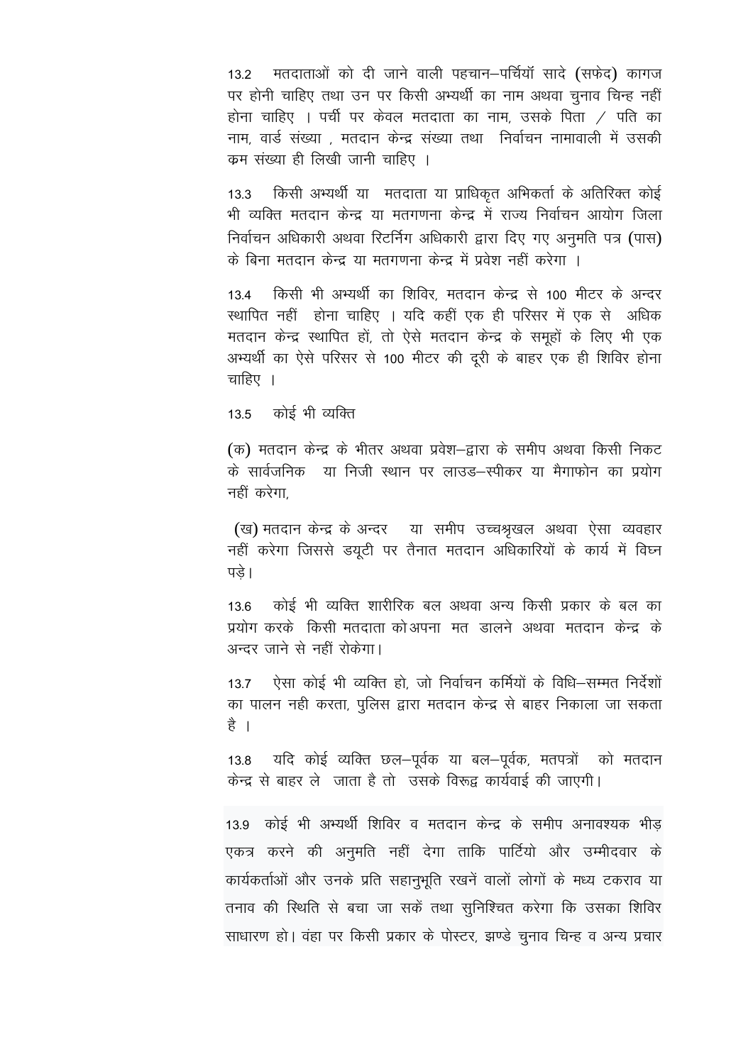13.2 मतदाताओं को दी जाने वाली पहचान–पर्चियॉ सादे (सफेद) कागज पर होनी चाहिए तथा उन पर किसी अभ्यर्थी का नाम अथवा चुनाव चिन्ह नहीं होना चाहिए । पर्ची पर केवल मतदाता का नाम, उसके पिता / पति का नाम, वार्ड संख्या , मतदान केन्द्र संख्या तथा निर्वाचन नामावाली में उसकी कम संख्या ही लिखी जानी चाहिए ।

13.3 किसी अभ्यर्थी या मतदाता या प्राधिकृत अभिकर्ता के अतिरिक्त कोई भी व्यक्ति मतदान केन्द्र या मतगणना केन्द्र में राज्य निर्वाचन आयोग जिला निर्वाचन अधिकारी अथवा रिटर्निंग अधिकारी द्वारा दिए गए अनुमति पत्र (पास) के बिना मतदान केन्द्र या मतगणना केन्द्र में प्रवेश नहीं करेगा ।

13.4 किसी भी अभ्यर्थी का शिविर, मतदान केन्द्र से 100 मीटर के अन्दर स्थापित नहीं होना चाहिए । यदि कहीं एक ही परिसर में एक से अधिक मतदान केन्द्र स्थापित हों, तो ऐसे मतदान केन्द्र के समूहों के लिए भी एक अभ्यर्थी का ऐसे परिसर से 100 मीटर की दूरी के बाहर एक ही शिविर होना चाहिए ।

13.5 कोई भी व्यक्ति

(क) मतदान केन्द्र के भीतर अथवा प्रवेश–द्वारा के समीप अथवा किसी निकट के सार्वजनिक या निजी स्थान पर लाउड–स्पीकर या मैगाफोन का प्रयोग नहीं करेगा,

(ख) मतदान केन्द्र के अन्दर या समीप उच्चश्रृखल अथवा ऐसा व्यवहार नहीं करेगा जिससे डयूटी पर तैनात मतदान अधिकारियों के कार्य में विघ्न पड़े।

13.6 कोई भी व्यक्ति शारीरिक बल अथवा अन्य किसी प्रकार के बल का प्रयोग करके किसी मतदाता को अपना मत डालने अथवा मतदान केन्द्र के अन्दर जाने से नहीं रोकेगा।

13.7 ऐसा कोई भी व्यक्ति हो, जो निर्वाचन कर्मियों के विधि–सम्मत निर्देशों का पालन नही करता, पुलिस द्वारा मतदान केन्द्र से बाहर निकाला जा सकता है ।

13.8 यदि कोई व्यक्ति छल–पूर्वक या बल–पूर्वक, मतपत्रों को मतदान केन्द्र से बाहर ले जाता है तो उसके विरूद्व कार्यवाई की जाएगी।

13.9 कोई भी अभ्यर्थी शिविर व मतदान केन्द्र के समीप अनावश्यक भीड़ एकत्र करने की अनुमति नहीं देगा ताकि पार्टियो और उम्मीदवार के कार्यकर्ताओं और उनके प्रति सहानुभूति रखनें वालों लोगों के मध्य टकराव या तनाव की स्थिति से बचा जा सकें तथा सुनिश्चित करेगा कि उसका शिविर साधारण हो। वंहा पर किसी प्रकार के पोस्टर, झण्डे चुनाव चिन्ह व अन्य प्रचार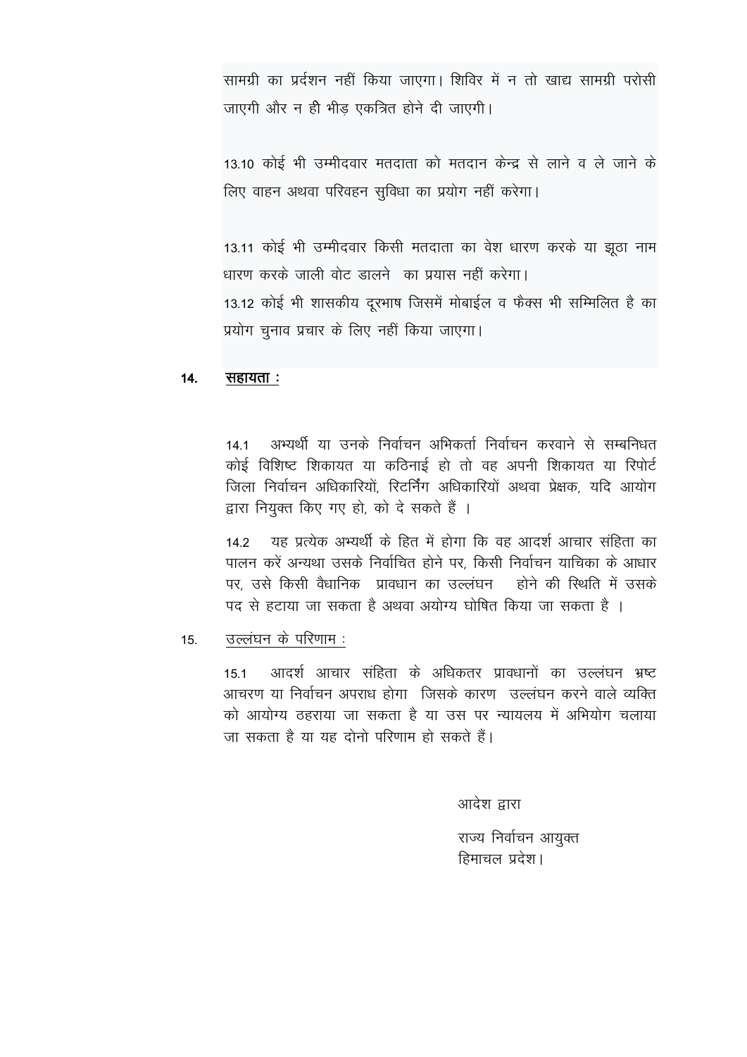सामग्री का प्रदर्शन नहीं किया जाएगा। शिविर में न तो खाद्य सामग्री परोसी जाएगी और न ही भीड़ एकत्रित होने दी जाएगी।

13.10 कोई भी उम्मीदवार मतदाता को मतदान केन्द्र से लाने व ले जाने के लिए वाहन अथवा परिवहन सुविधा का प्रयोग नहीं करेगा।

13.11 कोई भी उम्मीदवार किसी मतदाता का वेश धारण करके या झूठा नाम धारण करके जाली वोट डालने का प्रयास नहीं करेगा।

13.12 कोई भी शासकीय दूरभाष जिसमें मोबाईल व फैक्स भी सम्मिलित है का प्रयोग चुनाव प्रचार के लिए नहीं किया जाएगा।

**14. सहायता :**

14.1 अभ्यर्थी या उनके निर्वाचन अभिकर्ता निर्वाचन करवाने से सम्बनिधत कोई विशिष्ट शिकायत या कठिनाई हो तो वह अपनी शिकायत या रिपोर्ट जिला निर्वाचन अधिकारियों, रिटर्निंग अधिकारियों अथवा प्रेक्षक, यदि आयोग द्वारा नियुक्त किए गए हो, को दे सकते हैं ।

14.2 यह प्रत्येक अभ्यर्थी के हित में होगा कि वह आदर्श आचार संहिता का पालन करें अन्यथा उसके निर्वाचित होने पर, किसी निर्वाचन याचिका के आधार पर, उसे किसी वैधानिक प्रावधान का उल्लंघन होने की स्थिति में उसके पद से हटाया जा सकता है अथवा अयोग्य घोषित किया जा सकता है ।

15. उल्लंघन के परिणाम :

15.1 आदर्श आचार संहिता के अधिकतर प्रावधानों का उल्लंघन भ्रष्ट आचरण या निर्वाचन अपराध होगा जिसके कारण उल्लंघन करने वाले व्यक्ति को आयोग्य ठहराया जा सकता है या उस पर न्यायलय में अभियोग चलाया जा सकता है या यह दोनो परिणाम हो सकते हैं।

आदेश द्वारा

राज्य निर्वाचन आयुक्त  
हिमाचल प्रदेश।